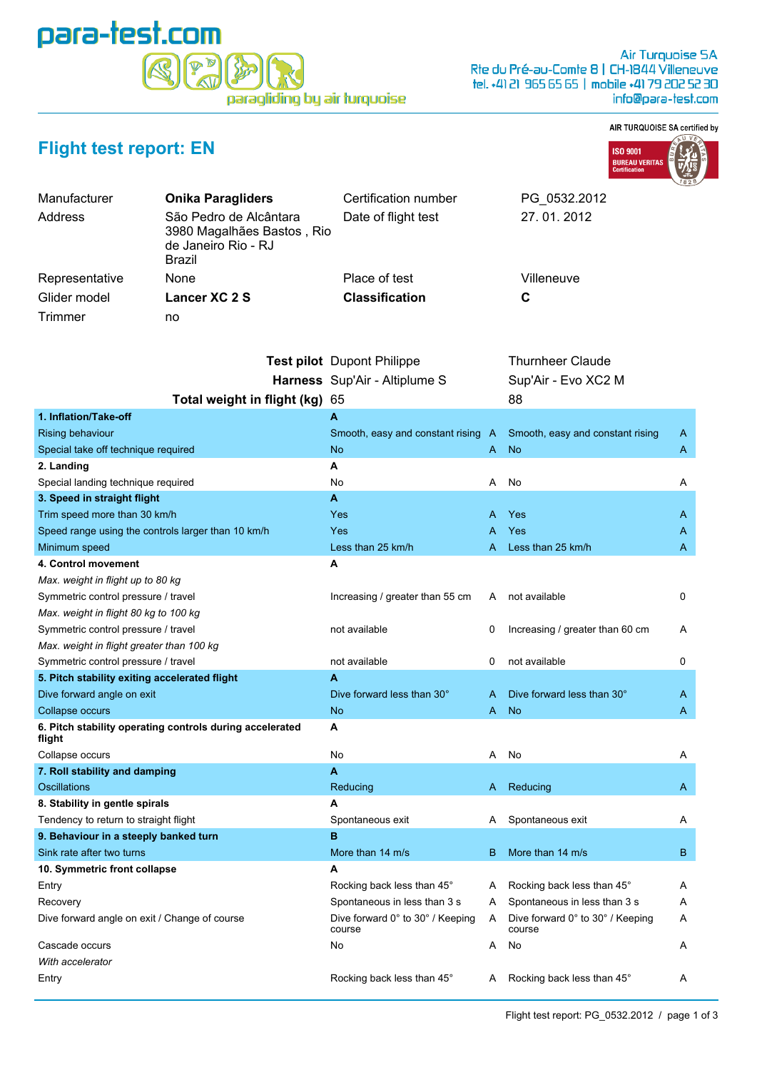para-test.com

paragliding by air turquoise

Air Turquoise SA
Rte du Pré-au-Comte 8 | CH-1844 Villeneuve
tel. +41 21 965 65 65 | mobile +41 79 202 52 30
info@para-test.com

AIR TURQUOISE SA certified by ISO 9001 BUREAU VERITAS Certification

# Flight test report: EN

| | | | |
|---|---|---|---|
| Manufacturer | **Onika Paragliders** | Certification number | PG_0532.2012 |
| Address | São Pedro de Alcântara 3980 Magalhães Bastos , Rio de Janeiro Rio - RJ Brazil | Date of flight test | 27. 01. 2012 |
| Representative | None | Place of test | Villeneuve |
| Glider model | **Lancer XC 2 S** | **Classification** | **C** |
| Trimmer | no | | |

| **Test pilot** | Dupont Philippe | | Thurnheer Claude | |
|---|---|---|---|---|
| **Harness** | Sup'Air - Altiplume S | | Sup'Air - Evo XC2 M | |
| **Total weight in flight (kg)** | 65 | | 88 | |
| **1. Inflation/Take-off** | **A** | | | |
| Rising behaviour | Smooth, easy and constant rising | A | Smooth, easy and constant rising | A |
| Special take off technique required | No | A | No | A |
| **2. Landing** | **A** | | | |
| Special landing technique required | No | A | No | A |
| **3. Speed in straight flight** | **A** | | | |
| Trim speed more than 30 km/h | Yes | A | Yes | A |
| Speed range using the controls larger than 10 km/h | Yes | A | Yes | A |
| Minimum speed | Less than 25 km/h | A | Less than 25 km/h | A |
| **4. Control movement** | **A** | | | |
| *Max. weight in flight up to 80 kg* | | | | |
| Symmetric control pressure / travel | Increasing / greater than 55 cm | A | not available | 0 |
| *Max. weight in flight 80 kg to 100 kg* | | | | |
| Symmetric control pressure / travel | not available | 0 | Increasing / greater than 60 cm | A |
| *Max. weight in flight greater than 100 kg* | | | | |
| Symmetric control pressure / travel | not available | 0 | not available | 0 |
| **5. Pitch stability exiting accelerated flight** | **A** | | | |
| Dive forward angle on exit | Dive forward less than 30° | A | Dive forward less than 30° | A |
| Collapse occurs | No | A | No | A |
| **6. Pitch stability operating controls during accelerated flight** | **A** | | | |
| Collapse occurs | No | A | No | A |
| **7. Roll stability and damping** | **A** | | | |
| Oscillations | Reducing | A | Reducing | A |
| **8. Stability in gentle spirals** | **A** | | | |
| Tendency to return to straight flight | Spontaneous exit | A | Spontaneous exit | A |
| **9. Behaviour in a steeply banked turn** | **B** | | | |
| Sink rate after two turns | More than 14 m/s | B | More than 14 m/s | B |
| **10. Symmetric front collapse** | **A** | | | |
| Entry | Rocking back less than 45° | A | Rocking back less than 45° | A |
| Recovery | Spontaneous in less than 3 s | A | Spontaneous in less than 3 s | A |
| Dive forward angle on exit / Change of course | Dive forward 0° to 30° / Keeping course | A | Dive forward 0° to 30° / Keeping course | A |
| Cascade occurs | No | A | No | A |
| *With accelerator* | | | | |
| Entry | Rocking back less than 45° | A | Rocking back less than 45° | A |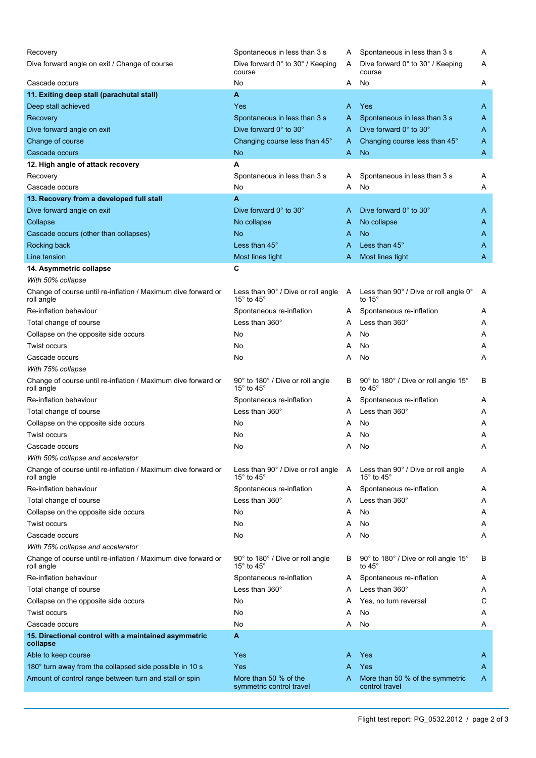| | | | | |
|---|---|---|---|---|
| Recovery | Spontaneous in less than 3 s | A | Spontaneous in less than 3 s | A |
| Dive forward angle on exit / Change of course | Dive forward 0° to 30° / Keeping course | A | Dive forward 0° to 30° / Keeping course | A |
| Cascade occurs | No | A | No | A |
| **11. Exiting deep stall (parachutal stall)** | **A** | | | |
| Deep stall achieved | Yes | A | Yes | A |
| Recovery | Spontaneous in less than 3 s | A | Spontaneous in less than 3 s | A |
| Dive forward angle on exit | Dive forward 0° to 30° | A | Dive forward 0° to 30° | A |
| Change of course | Changing course less than 45° | A | Changing course less than 45° | A |
| Cascade occurs | No | A | No | A |
| **12. High angle of attack recovery** | **A** | | | |
| Recovery | Spontaneous in less than 3 s | A | Spontaneous in less than 3 s | A |
| Cascade occurs | No | A | No | A |
| **13. Recovery from a developed full stall** | **A** | | | |
| Dive forward angle on exit | Dive forward 0° to 30° | A | Dive forward 0° to 30° | A |
| Collapse | No collapse | A | No collapse | A |
| Cascade occurs (other than collapses) | No | A | No | A |
| Rocking back | Less than 45° | A | Less than 45° | A |
| Line tension | Most lines tight | A | Most lines tight | A |
| **14. Asymmetric collapse** | **C** | | | |
| *With 50% collapse* | | | | |
| Change of course until re-inflation / Maximum dive forward or roll angle | Less than 90° / Dive or roll angle 15° to 45° | A | Less than 90° / Dive or roll angle 0° to 15° | A |
| Re-inflation behaviour | Spontaneous re-inflation | A | Spontaneous re-inflation | A |
| Total change of course | Less than 360° | A | Less than 360° | A |
| Collapse on the opposite side occurs | No | A | No | A |
| Twist occurs | No | A | No | A |
| Cascade occurs | No | A | No | A |
| *With 75% collapse* | | | | |
| Change of course until re-inflation / Maximum dive forward or roll angle | 90° to 180° / Dive or roll angle 15° to 45° | B | 90° to 180° / Dive or roll angle 15° to 45° | B |
| Re-inflation behaviour | Spontaneous re-inflation | A | Spontaneous re-inflation | A |
| Total change of course | Less than 360° | A | Less than 360° | A |
| Collapse on the opposite side occurs | No | A | No | A |
| Twist occurs | No | A | No | A |
| Cascade occurs | No | A | No | A |
| *With 50% collapse and accelerator* | | | | |
| Change of course until re-inflation / Maximum dive forward or roll angle | Less than 90° / Dive or roll angle 15° to 45° | A | Less than 90° / Dive or roll angle 15° to 45° | A |
| Re-inflation behaviour | Spontaneous re-inflation | A | Spontaneous re-inflation | A |
| Total change of course | Less than 360° | A | Less than 360° | A |
| Collapse on the opposite side occurs | No | A | No | A |
| Twist occurs | No | A | No | A |
| Cascade occurs | No | A | No | A |
| *With 75% collapse and accelerator* | | | | |
| Change of course until re-inflation / Maximum dive forward or roll angle | 90° to 180° / Dive or roll angle 15° to 45° | B | 90° to 180° / Dive or roll angle 15° to 45° | B |
| Re-inflation behaviour | Spontaneous re-inflation | A | Spontaneous re-inflation | A |
| Total change of course | Less than 360° | A | Less than 360° | A |
| Collapse on the opposite side occurs | No | A | Yes, no turn reversal | C |
| Twist occurs | No | A | No | A |
| Cascade occurs | No | A | No | A |
| **15. Directional control with a maintained asymmetric collapse** | **A** | | | |
| Able to keep course | Yes | A | Yes | A |
| 180° turn away from the collapsed side possible in 10 s | Yes | A | Yes | A |
| Amount of control range between turn and stall or spin | More than 50 % of the symmetric control travel | A | More than 50 % of the symmetric control travel | A |

Flight test report: PG_0532.2012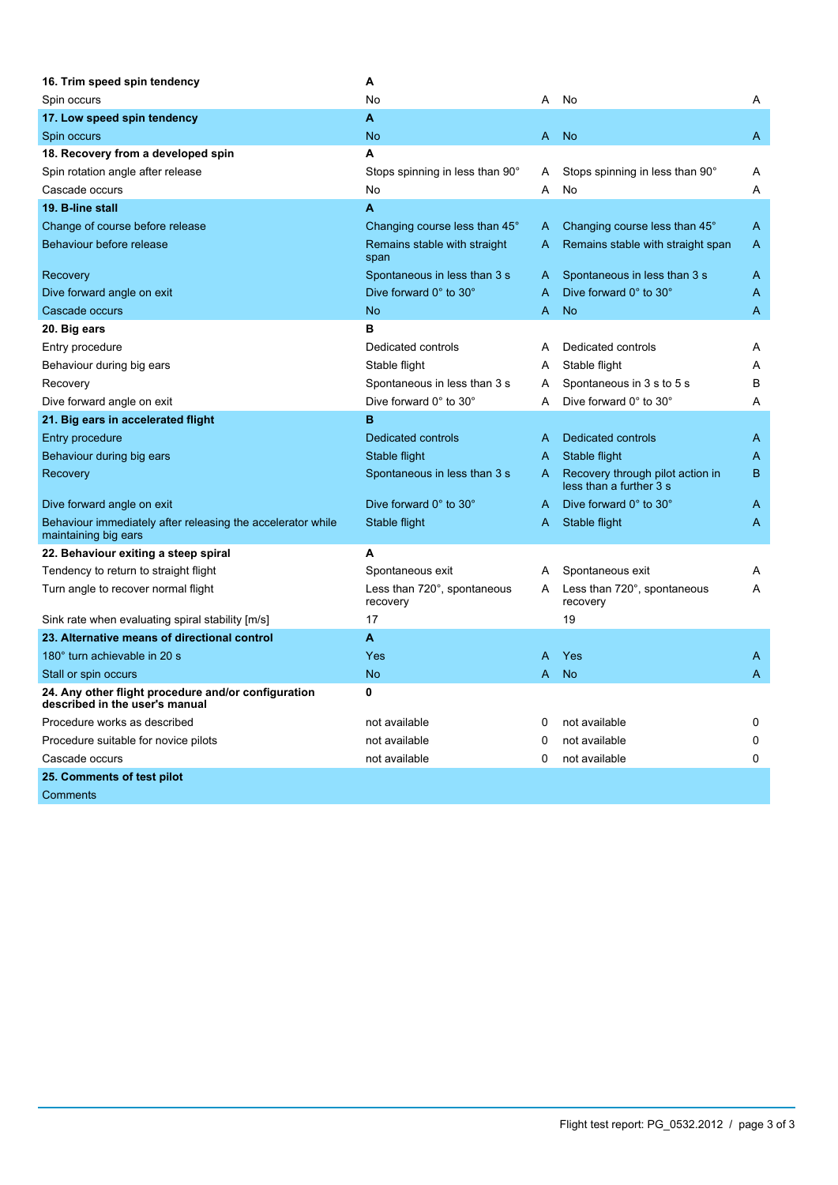| | | | | |
|---|---|---|---|---|
| **16. Trim speed spin tendency** | **A** | | | |
| Spin occurs | No | A | No | A |
| **17. Low speed spin tendency** | **A** | | | |
| Spin occurs | No | A | No | A |
| **18. Recovery from a developed spin** | **A** | | | |
| Spin rotation angle after release | Stops spinning in less than 90° | A | Stops spinning in less than 90° | A |
| Cascade occurs | No | A | No | A |
| **19. B-line stall** | **A** | | | |
| Change of course before release | Changing course less than 45° | A | Changing course less than 45° | A |
| Behaviour before release | Remains stable with straight span | A | Remains stable with straight span | A |
| Recovery | Spontaneous in less than 3 s | A | Spontaneous in less than 3 s | A |
| Dive forward angle on exit | Dive forward 0° to 30° | A | Dive forward 0° to 30° | A |
| Cascade occurs | No | A | No | A |
| **20. Big ears** | **B** | | | |
| Entry procedure | Dedicated controls | A | Dedicated controls | A |
| Behaviour during big ears | Stable flight | A | Stable flight | A |
| Recovery | Spontaneous in less than 3 s | A | Spontaneous in 3 s to 5 s | B |
| Dive forward angle on exit | Dive forward 0° to 30° | A | Dive forward 0° to 30° | A |
| **21. Big ears in accelerated flight** | **B** | | | |
| Entry procedure | Dedicated controls | A | Dedicated controls | A |
| Behaviour during big ears | Stable flight | A | Stable flight | A |
| Recovery | Spontaneous in less than 3 s | A | Recovery through pilot action in less than a further 3 s | B |
| Dive forward angle on exit | Dive forward 0° to 30° | A | Dive forward 0° to 30° | A |
| Behaviour immediately after releasing the accelerator while maintaining big ears | Stable flight | A | Stable flight | A |
| **22. Behaviour exiting a steep spiral** | **A** | | | |
| Tendency to return to straight flight | Spontaneous exit | A | Spontaneous exit | A |
| Turn angle to recover normal flight | Less than 720°, spontaneous recovery | A | Less than 720°, spontaneous recovery | A |
| Sink rate when evaluating spiral stability [m/s] | 17 | | 19 | |
| **23. Alternative means of directional control** | **A** | | | |
| 180° turn achievable in 20 s | Yes | A | Yes | A |
| Stall or spin occurs | No | A | No | A |
| **24. Any other flight procedure and/or configuration described in the user's manual** | **0** | | | |
| Procedure works as described | not available | 0 | not available | 0 |
| Procedure suitable for novice pilots | not available | 0 | not available | 0 |
| Cascade occurs | not available | 0 | not available | 0 |
| **25. Comments of test pilot** | | | | |
| Comments | | | | |